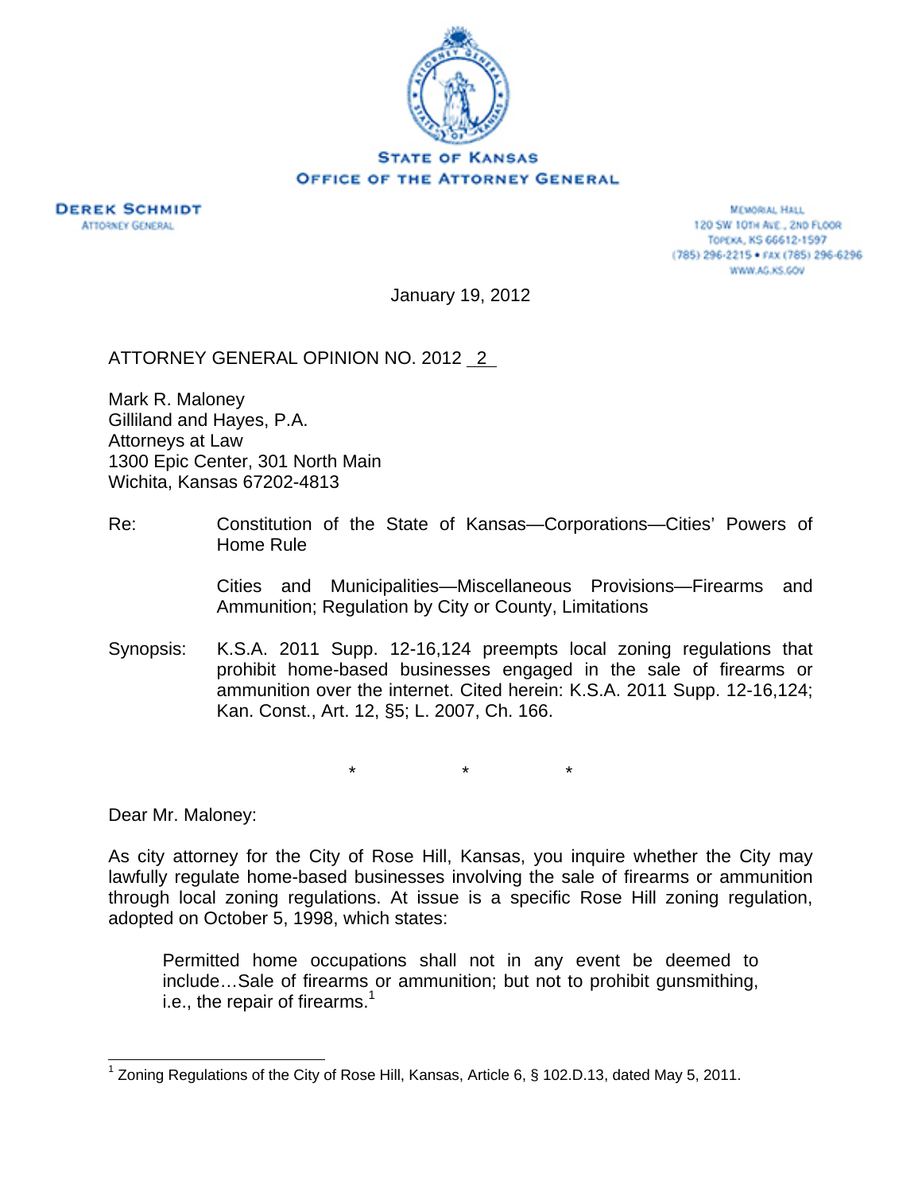STATE OF KANSAS
OFFICE OF THE ATTORNEY GENERAL

**DEREK SCHMIDT**
ATTORNEY GENERAL

MEMORIAL HALL
120 SW 10TH AVE., 2ND FLOOR
TOPEKA, KS 66612-1597
(785) 296-2215 • FAX (785) 296-6296
WWW.AG.KS.GOV

January 19, 2012

ATTORNEY GENERAL OPINION NO. 2012 - 2

Mark R. Maloney
Gilliland and Hayes, P.A.
Attorneys at Law
1300 Epic Center, 301 North Main
Wichita, Kansas 67202-4813

Re: Constitution of the State of Kansas—Corporations—Cities' Powers of Home Rule

Cities and Municipalities—Miscellaneous Provisions—Firearms and Ammunition; Regulation by City or County, Limitations

Synopsis: K.S.A. 2011 Supp. 12-16,124 preempts local zoning regulations that prohibit home-based businesses engaged in the sale of firearms or ammunition over the internet. Cited herein: K.S.A. 2011 Supp. 12-16,124; Kan. Const., Art. 12, §5; L. 2007, Ch. 166.

\*       \*       \*

Dear Mr. Maloney:

As city attorney for the City of Rose Hill, Kansas, you inquire whether the City may lawfully regulate home-based businesses involving the sale of firearms or ammunition through local zoning regulations. At issue is a specific Rose Hill zoning regulation, adopted on October 5, 1998, which states:

> Permitted home occupations shall not in any event be deemed to include…Sale of firearms or ammunition; but not to prohibit gunsmithing, i.e., the repair of firearms.[1]

[1] Zoning Regulations of the City of Rose Hill, Kansas, Article 6, § 102.D.13, dated May 5, 2011.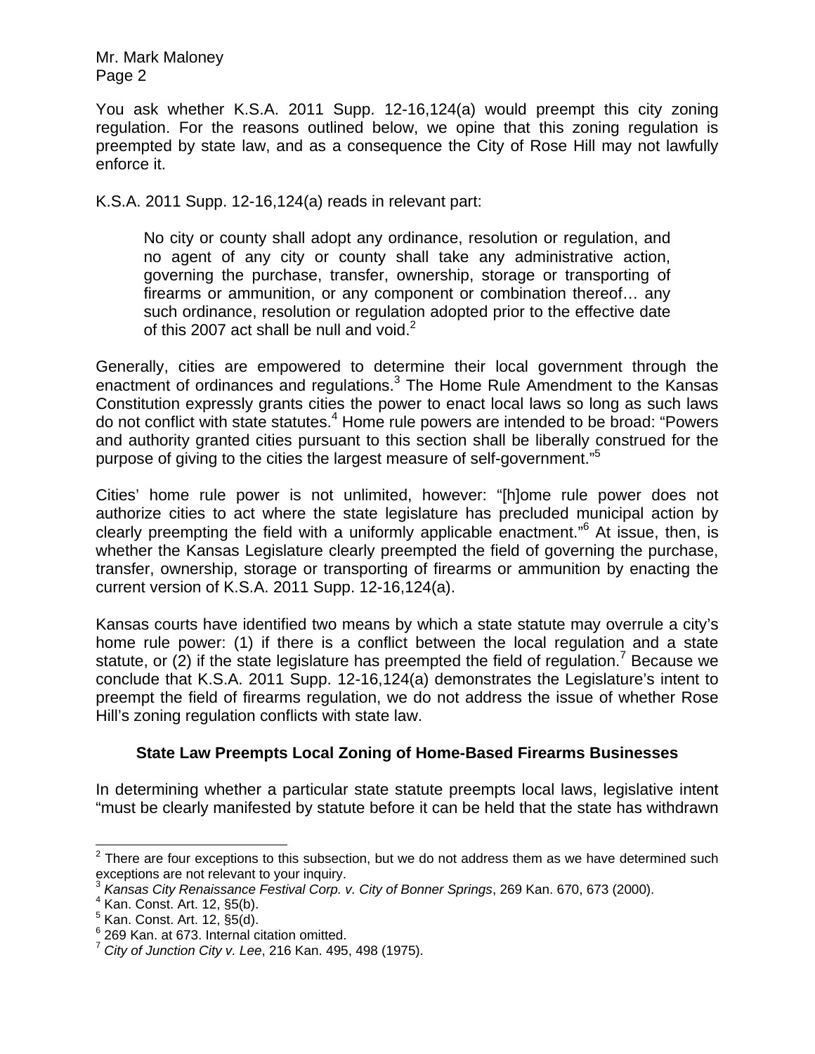You ask whether K.S.A. 2011 Supp. 12-16,124(a) would preempt this city zoning regulation. For the reasons outlined below, we opine that this zoning regulation is preempted by state law, and as a consequence the City of Rose Hill may not lawfully enforce it.

K.S.A. 2011 Supp. 12-16,124(a) reads in relevant part:

> No city or county shall adopt any ordinance, resolution or regulation, and no agent of any city or county shall take any administrative action, governing the purchase, transfer, ownership, storage or transporting of firearms or ammunition, or any component or combination thereof… any such ordinance, resolution or regulation adopted prior to the effective date of this 2007 act shall be null and void.[2]

Generally, cities are empowered to determine their local government through the enactment of ordinances and regulations.[3] The Home Rule Amendment to the Kansas Constitution expressly grants cities the power to enact local laws so long as such laws do not conflict with state statutes.[4] Home rule powers are intended to be broad: "Powers and authority granted cities pursuant to this section shall be liberally construed for the purpose of giving to the cities the largest measure of self-government."[5]

Cities' home rule power is not unlimited, however: "[h]ome rule power does not authorize cities to act where the state legislature has precluded municipal action by clearly preempting the field with a uniformly applicable enactment."[6] At issue, then, is whether the Kansas Legislature clearly preempted the field of governing the purchase, transfer, ownership, storage or transporting of firearms or ammunition by enacting the current version of K.S.A. 2011 Supp. 12-16,124(a).

Kansas courts have identified two means by which a state statute may overrule a city's home rule power: (1) if there is a conflict between the local regulation and a state statute, or (2) if the state legislature has preempted the field of regulation.[7] Because we conclude that K.S.A. 2011 Supp. 12-16,124(a) demonstrates the Legislature's intent to preempt the field of firearms regulation, we do not address the issue of whether Rose Hill's zoning regulation conflicts with state law.

**State Law Preempts Local Zoning of Home-Based Firearms Businesses**

In determining whether a particular state statute preempts local laws, legislative intent "must be clearly manifested by statute before it can be held that the state has withdrawn

---

[2] There are four exceptions to this subsection, but we do not address them as we have determined such exceptions are not relevant to your inquiry.

[3] *Kansas City Renaissance Festival Corp. v. City of Bonner Springs*, 269 Kan. 670, 673 (2000).

[4] Kan. Const. Art. 12, §5(b).

[5] Kan. Const. Art. 12, §5(d).

[6] 269 Kan. at 673. Internal citation omitted.

[7] *City of Junction City v. Lee*, 216 Kan. 495, 498 (1975).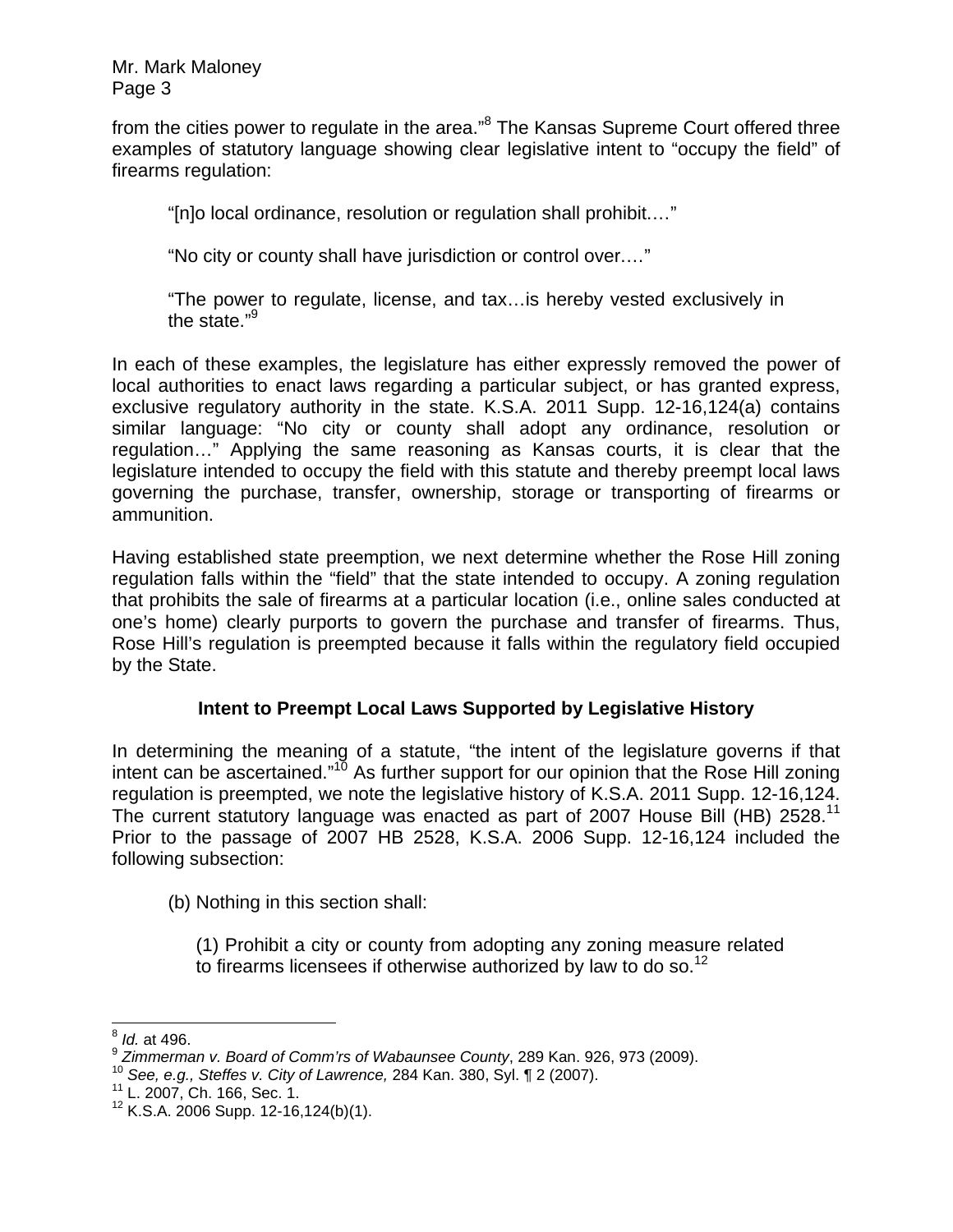from the cities power to regulate in the area."[8] The Kansas Supreme Court offered three examples of statutory language showing clear legislative intent to "occupy the field" of firearms regulation:

> "[n]o local ordinance, resolution or regulation shall prohibit…."
>
> "No city or county shall have jurisdiction or control over…."
>
> "The power to regulate, license, and tax…is hereby vested exclusively in the state."[9]

In each of these examples, the legislature has either expressly removed the power of local authorities to enact laws regarding a particular subject, or has granted express, exclusive regulatory authority in the state. K.S.A. 2011 Supp. 12-16,124(a) contains similar language: "No city or county shall adopt any ordinance, resolution or regulation…" Applying the same reasoning as Kansas courts, it is clear that the legislature intended to occupy the field with this statute and thereby preempt local laws governing the purchase, transfer, ownership, storage or transporting of firearms or ammunition.

Having established state preemption, we next determine whether the Rose Hill zoning regulation falls within the "field" that the state intended to occupy. A zoning regulation that prohibits the sale of firearms at a particular location (i.e., online sales conducted at one's home) clearly purports to govern the purchase and transfer of firearms. Thus, Rose Hill's regulation is preempted because it falls within the regulatory field occupied by the State.

**Intent to Preempt Local Laws Supported by Legislative History**

In determining the meaning of a statute, "the intent of the legislature governs if that intent can be ascertained."[10] As further support for our opinion that the Rose Hill zoning regulation is preempted, we note the legislative history of K.S.A. 2011 Supp. 12-16,124. The current statutory language was enacted as part of 2007 House Bill (HB) 2528.[11] Prior to the passage of 2007 HB 2528, K.S.A. 2006 Supp. 12-16,124 included the following subsection:

> (b) Nothing in this section shall:
>
> (1) Prohibit a city or county from adopting any zoning measure related to firearms licensees if otherwise authorized by law to do so.[12]

---

[8] *Id.* at 496.
[9] *Zimmerman v. Board of Comm'rs of Wabaunsee County*, 289 Kan. 926, 973 (2009).
[10] *See, e.g., Steffes v. City of Lawrence,* 284 Kan. 380, Syl. ¶ 2 (2007).
[11] L. 2007, Ch. 166, Sec. 1.
[12] K.S.A. 2006 Supp. 12-16,124(b)(1).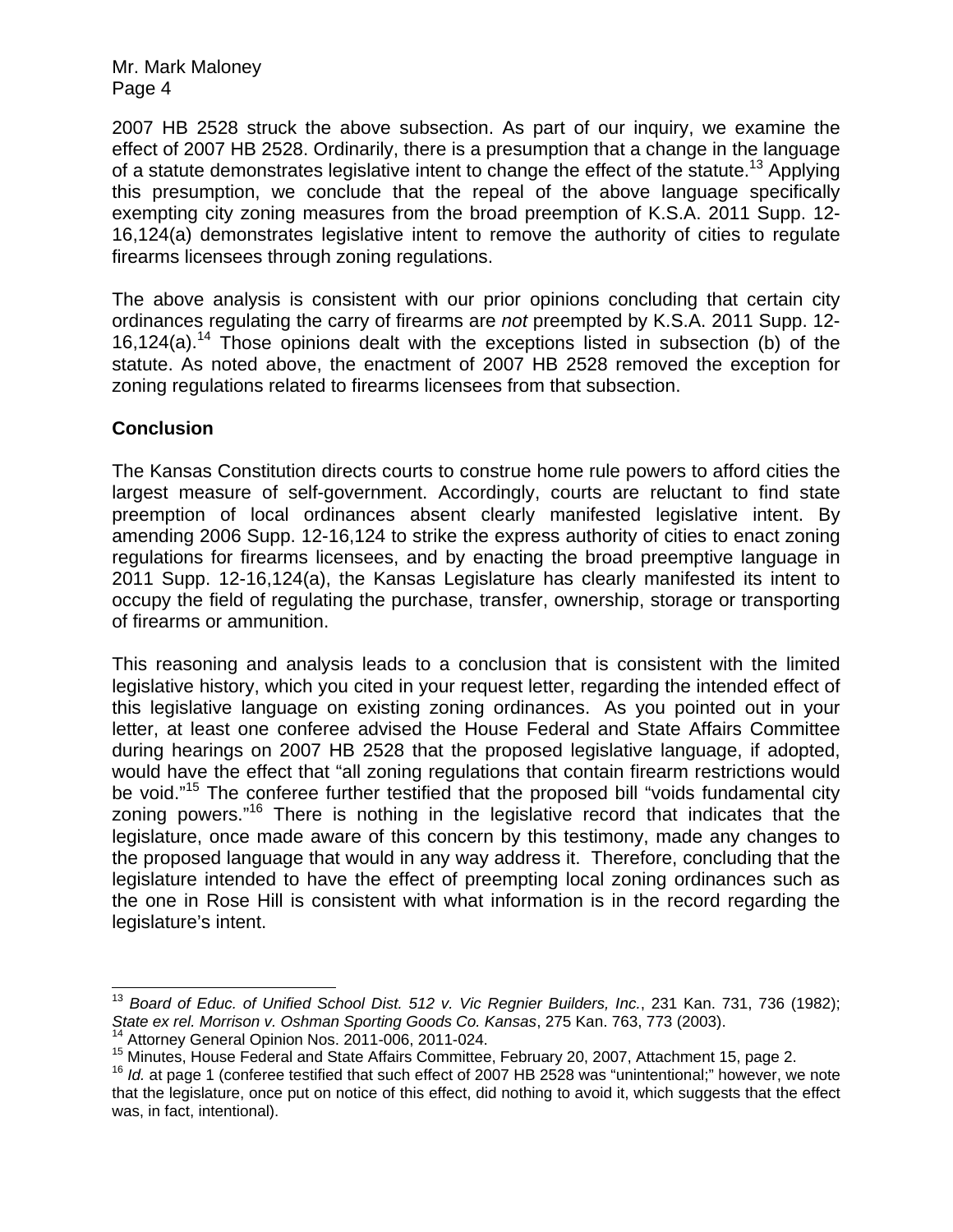2007 HB 2528 struck the above subsection. As part of our inquiry, we examine the effect of 2007 HB 2528. Ordinarily, there is a presumption that a change in the language of a statute demonstrates legislative intent to change the effect of the statute.[13] Applying this presumption, we conclude that the repeal of the above language specifically exempting city zoning measures from the broad preemption of K.S.A. 2011 Supp. 12-16,124(a) demonstrates legislative intent to remove the authority of cities to regulate firearms licensees through zoning regulations.

The above analysis is consistent with our prior opinions concluding that certain city ordinances regulating the carry of firearms are *not* preempted by K.S.A. 2011 Supp. 12-16,124(a).[14] Those opinions dealt with the exceptions listed in subsection (b) of the statute. As noted above, the enactment of 2007 HB 2528 removed the exception for zoning regulations related to firearms licensees from that subsection.

## Conclusion

The Kansas Constitution directs courts to construe home rule powers to afford cities the largest measure of self-government. Accordingly, courts are reluctant to find state preemption of local ordinances absent clearly manifested legislative intent. By amending 2006 Supp. 12-16,124 to strike the express authority of cities to enact zoning regulations for firearms licensees, and by enacting the broad preemptive language in 2011 Supp. 12-16,124(a), the Kansas Legislature has clearly manifested its intent to occupy the field of regulating the purchase, transfer, ownership, storage or transporting of firearms or ammunition.

This reasoning and analysis leads to a conclusion that is consistent with the limited legislative history, which you cited in your request letter, regarding the intended effect of this legislative language on existing zoning ordinances. As you pointed out in your letter, at least one conferee advised the House Federal and State Affairs Committee during hearings on 2007 HB 2528 that the proposed legislative language, if adopted, would have the effect that "all zoning regulations that contain firearm restrictions would be void."[15] The conferee further testified that the proposed bill "voids fundamental city zoning powers."[16] There is nothing in the legislative record that indicates that the legislature, once made aware of this concern by this testimony, made any changes to the proposed language that would in any way address it. Therefore, concluding that the legislature intended to have the effect of preempting local zoning ordinances such as the one in Rose Hill is consistent with what information is in the record regarding the legislature's intent.

---

[13] *Board of Educ. of Unified School Dist. 512 v. Vic Regnier Builders, Inc.*, 231 Kan. 731, 736 (1982); *State ex rel. Morrison v. Oshman Sporting Goods Co. Kansas*, 275 Kan. 763, 773 (2003).

[14] Attorney General Opinion Nos. 2011-006, 2011-024.

[15] Minutes, House Federal and State Affairs Committee, February 20, 2007, Attachment 15, page 2.

[16] *Id.* at page 1 (conferee testified that such effect of 2007 HB 2528 was "unintentional;" however, we note that the legislature, once put on notice of this effect, did nothing to avoid it, which suggests that the effect was, in fact, intentional).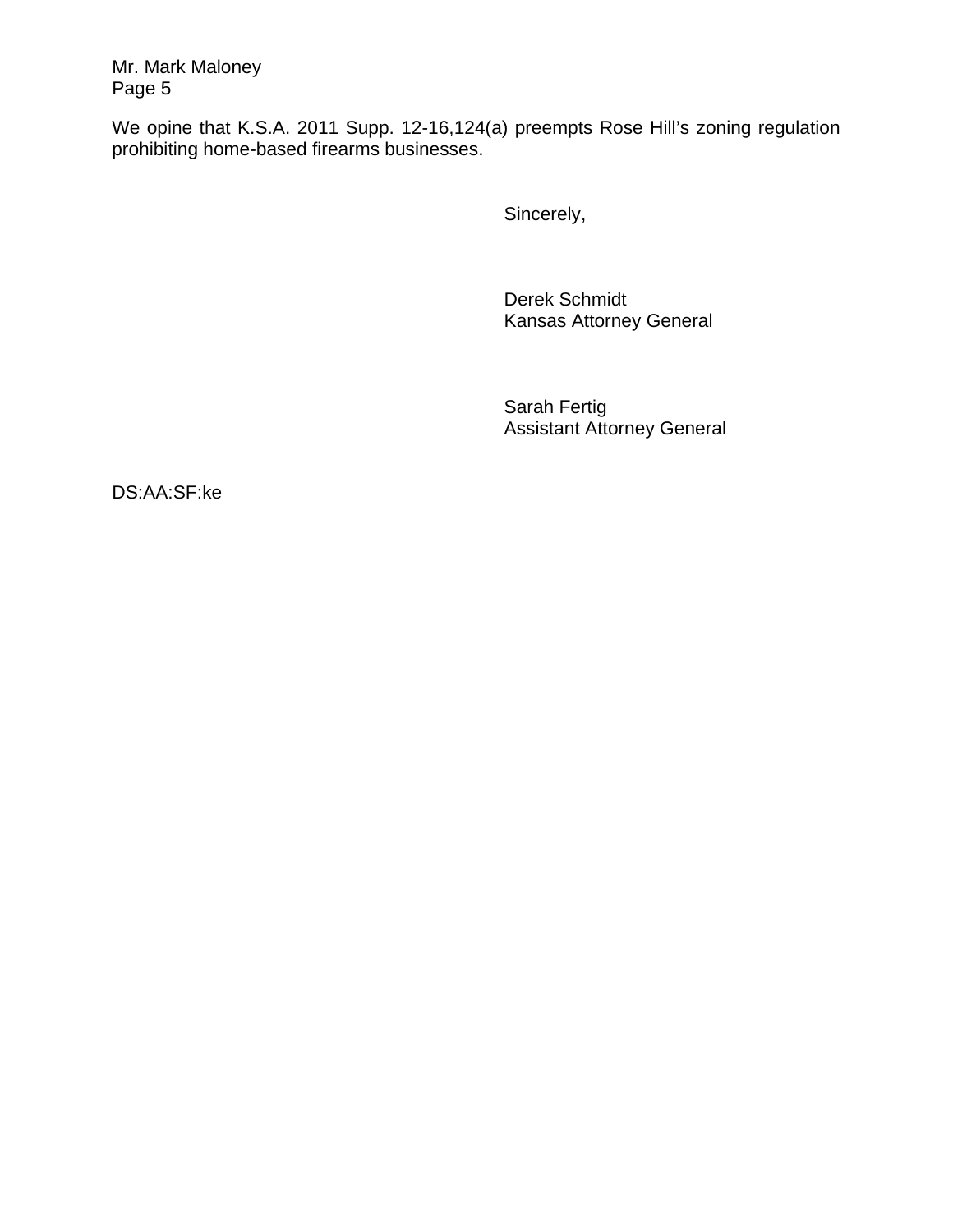We opine that K.S.A. 2011 Supp. 12-16,124(a) preempts Rose Hill's zoning regulation prohibiting home-based firearms businesses.

Sincerely,

Derek Schmidt
Kansas Attorney General

Sarah Fertig
Assistant Attorney General

DS:AA:SF:ke